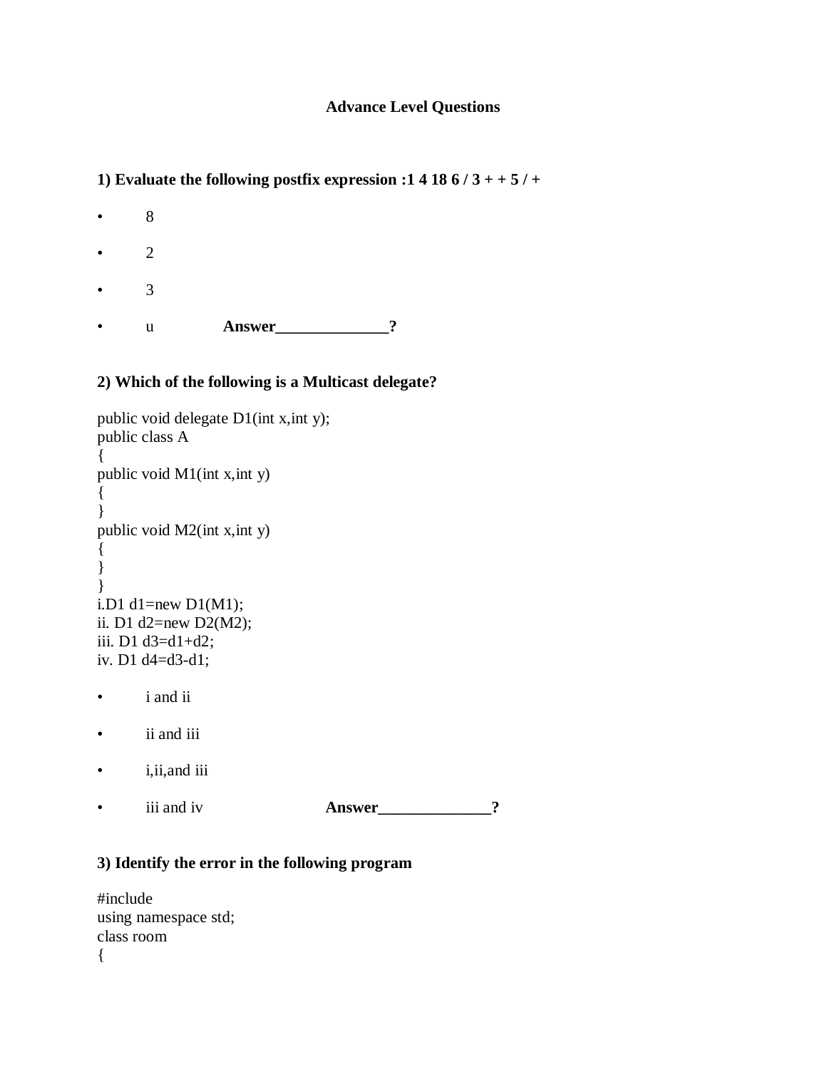### Advance Level Questions

**1) Evaluate the following postfix expression :1 4 18 6 / 3 + + 5 / +**

- 8
- 2
- 3
- u **Answer______________?**

**2) Which of the following is a Multicast delegate?**

```
public void delegate D1(int x,int y);
public class A
{
public void M1(int x,int y)
{
}
public void M2(int x,int y)
{
}
}
i.D1 d1=new D1(M1);
ii. D1 d2=new D2(M2);
iii. D1 d3=d1+d2;
iv. D1 d4=d3-d1;
```

- i and ii
- ii and iii
- i,ii,and iii
- iii and iv **Answer______________?**

**3) Identify the error in the following program**

```
#include
using namespace std;
class room
{
```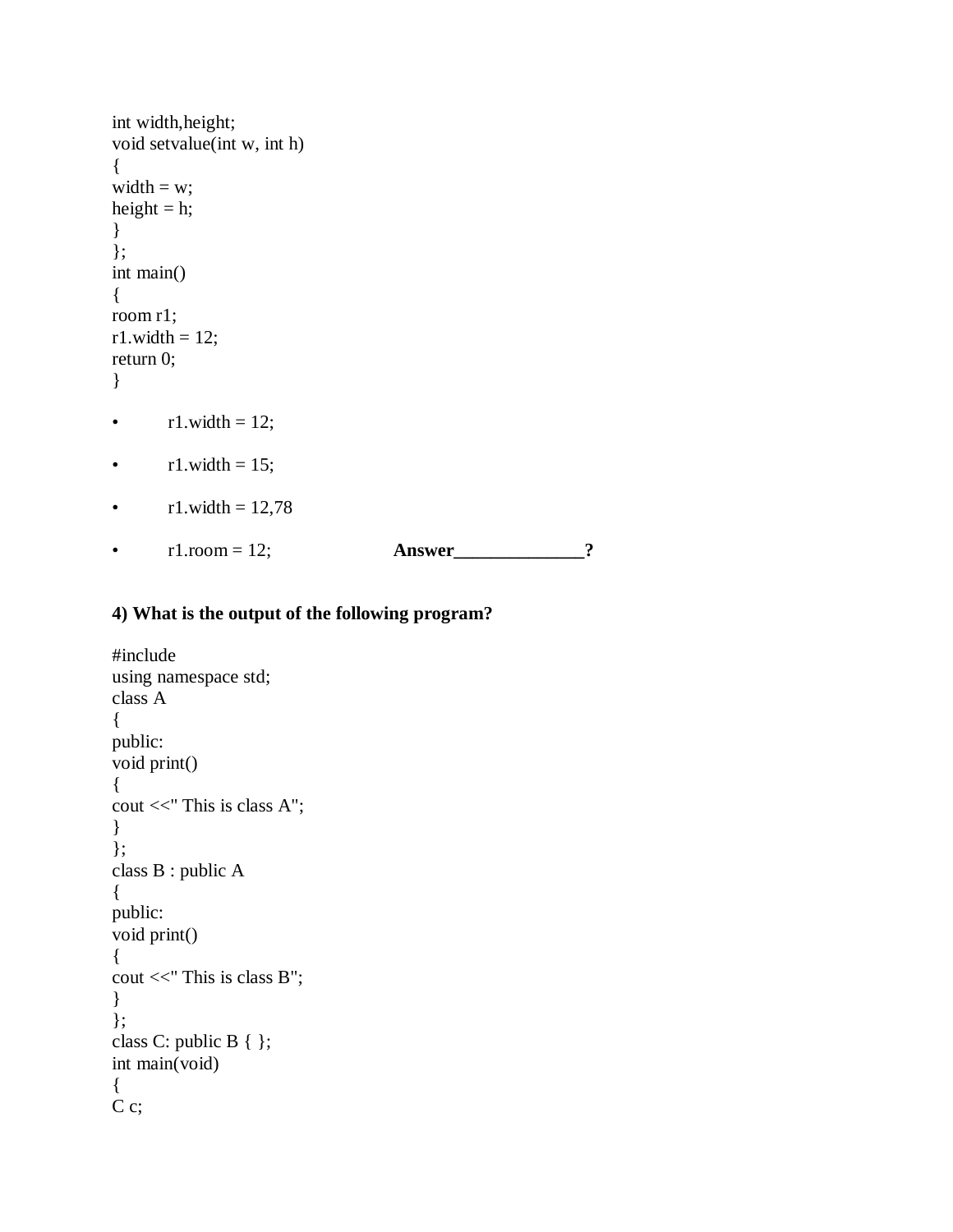```
int width,height;
void setvalue(int w, int h)
{
width = w;
height = h;
}
};
int main()
{
room r1;
r1.width = 12;
return 0;
}
```

- r1.width = 12;
- r1.width = 15;
- r1.width = 12,78
- r1.room = 12; **Answer______________?**

**4) What is the output of the following program?**

```
#include
using namespace std;
class A
{
public:
void print()
{
cout <<" This is class A";
}
};
class B : public A
{
public:
void print()
{
cout <<" This is class B";
}
};
class C: public B { };
int main(void)
{
C c;
```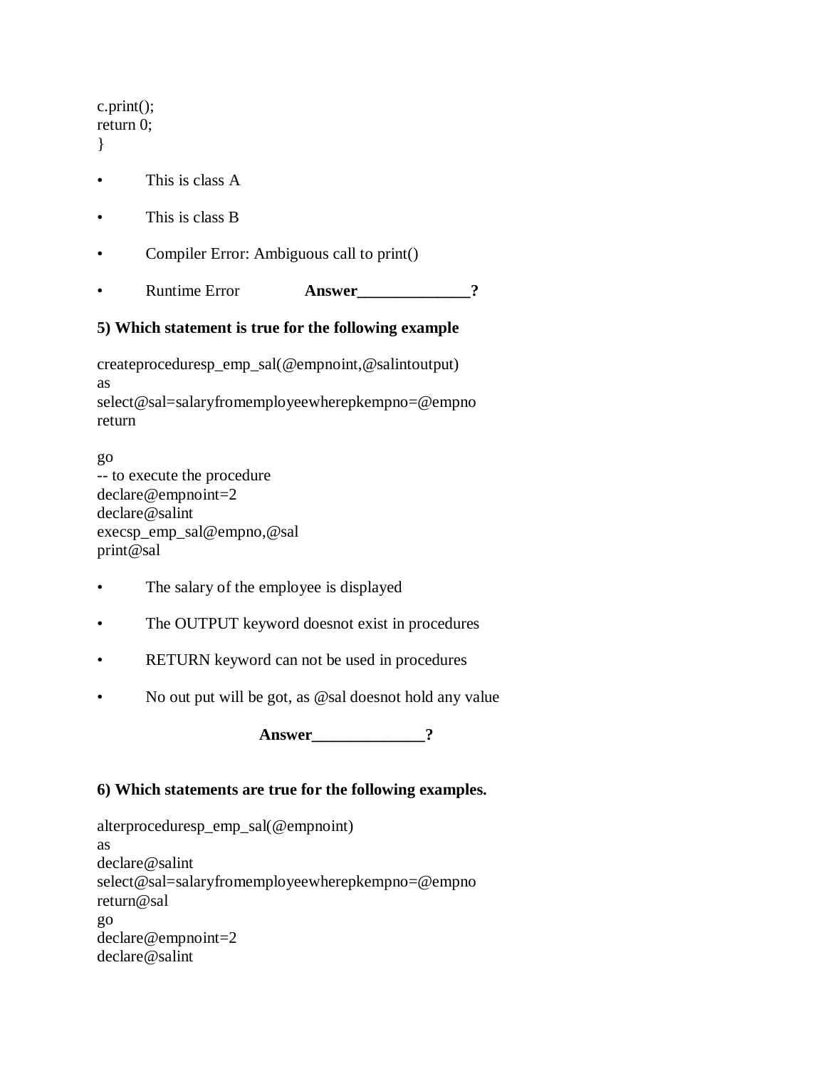```
c.print();
return 0;
}
```

- This is class A
- This is class B
- Compiler Error: Ambiguous call to print()
- Runtime Error **Answer______________?**

**5) Which statement is true for the following example**

```
createproceduresp_emp_sal(@empnoint,@salintoutput)
as
select@sal=salaryfromemployeewherepkempno=@empno
return

go
-- to execute the procedure
declare@empnoint=2
declare@salint
execsp_emp_sal@empno,@sal
print@sal
```

- The salary of the employee is displayed
- The OUTPUT keyword doesnot exist in procedures
- RETURN keyword can not be used in procedures
- No out put will be got, as @sal doesnot hold any value

**Answer______________?**

**6) Which statements are true for the following examples.**

```
alterproceduresp_emp_sal(@empnoint)
as
declare@salint
select@sal=salaryfromemployeewherepkempno=@empno
return@sal
go
declare@empnoint=2
declare@salint
```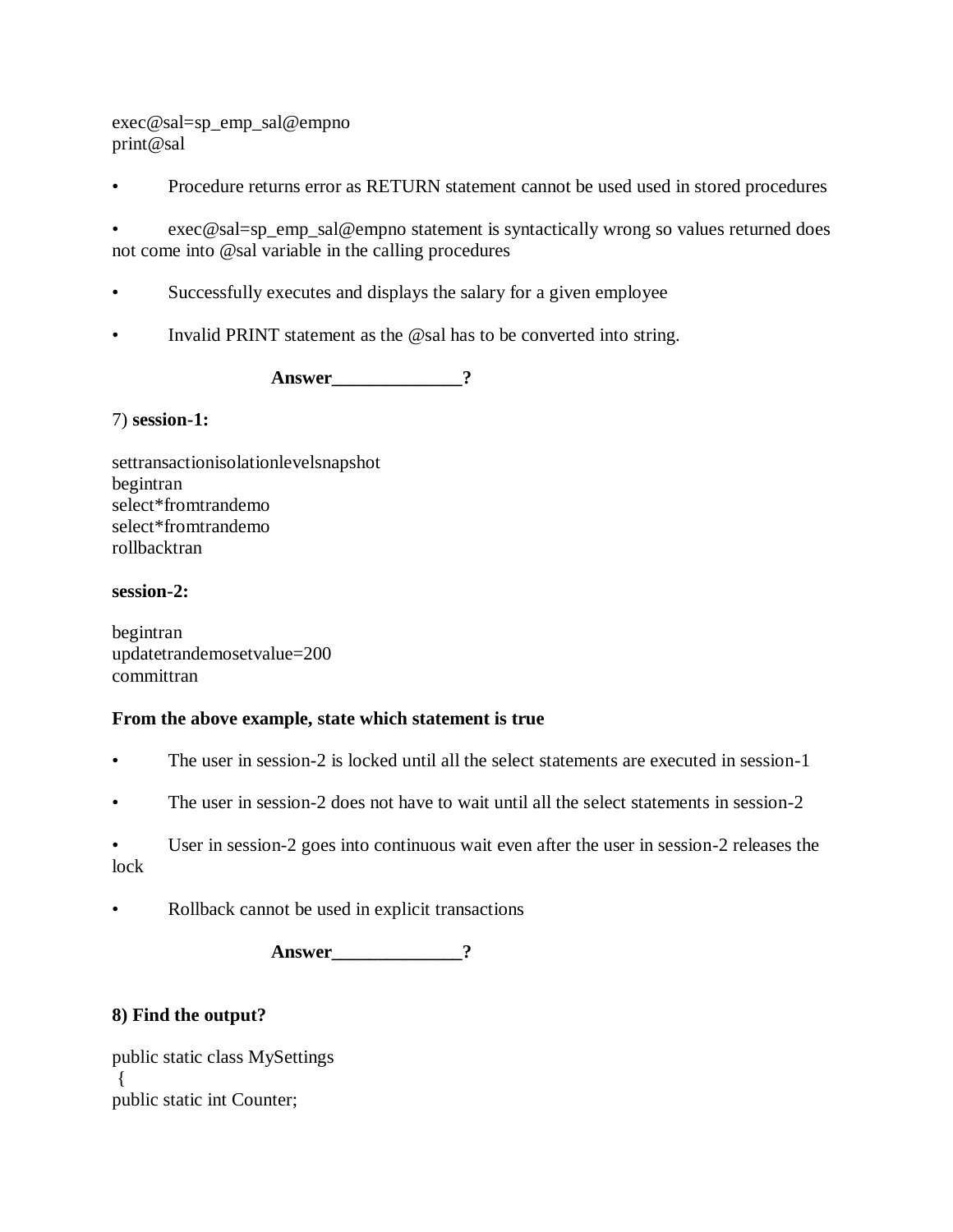```
exec@sal=sp_emp_sal@empno
print@sal
```

- Procedure returns error as RETURN statement cannot be used used in stored procedures
- exec@sal=sp_emp_sal@empno statement is syntactically wrong so values returned does not come into @sal variable in the calling procedures
- Successfully executes and displays the salary for a given employee
- Invalid PRINT statement as the @sal has to be converted into string.

**Answer______________?**

7) **session-1:**

```
settransactionisolationlevelsnapshot
begintran
select*fromtrandemo
select*fromtrandemo
rollbacktran
```

**session-2:**

```
begintran
updatetrandemosetvalue=200
committran
```

**From the above example, state which statement is true**

- The user in session-2 is locked until all the select statements are executed in session-1
- The user in session-2 does not have to wait until all the select statements in session-2
- User in session-2 goes into continuous wait even after the user in session-2 releases the lock
- Rollback cannot be used in explicit transactions

**Answer______________?**

**8) Find the output?**

```
public static class MySettings
 {
public static int Counter;
```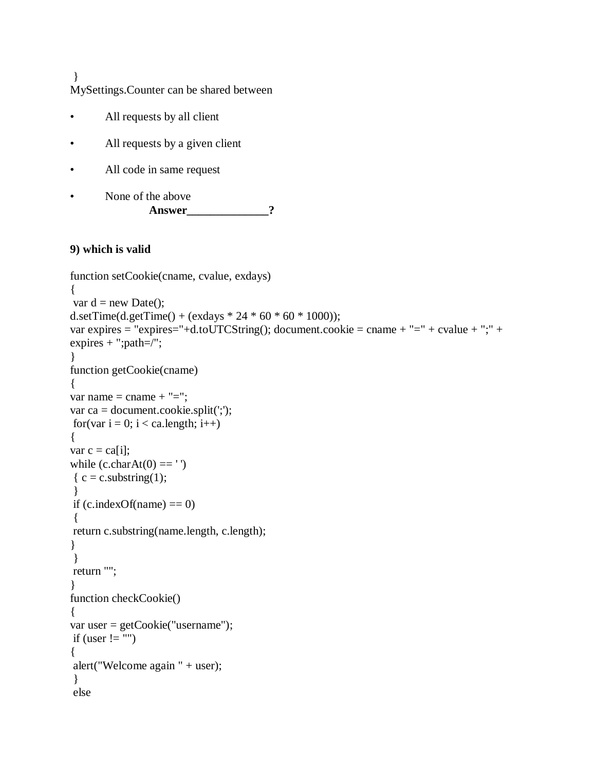}

MySettings.Counter can be shared between

- All requests by all client
- All requests by a given client
- All code in same request
- None of the above

**Answer______________?**

**9) which is valid**

```
function setCookie(cname, cvalue, exdays)
{
 var d = new Date();
d.setTime(d.getTime() + (exdays * 24 * 60 * 60 * 1000));
var expires = "expires="+d.toUTCString(); document.cookie = cname + "=" + cvalue + ";" +
expires + ";path=/";
}
function getCookie(cname)
{
var name = cname + "=";
var ca = document.cookie.split(';');
 for(var i = 0; i < ca.length; i++)
{
var c = ca[i];
while (c.charAt(0) == ' ')
 { c = c.substring(1);
 }
 if (c.indexOf(name) == 0)
 {
 return c.substring(name.length, c.length);
}
 }
 return "";
}
function checkCookie()
{
var user = getCookie("username");
 if (user != "")
{
 alert("Welcome again " + user);
 }
 else
```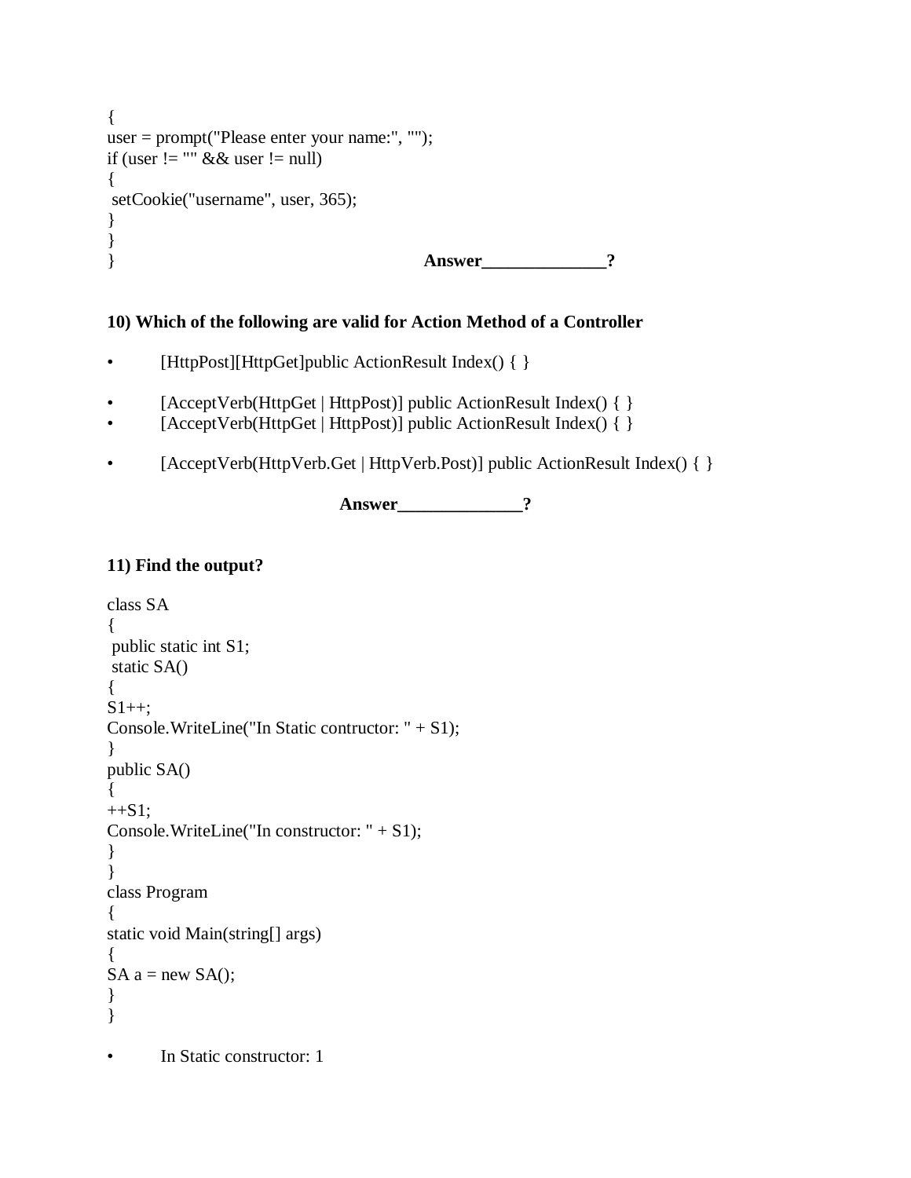```
{
user = prompt("Please enter your name:", "");
if (user != "" && user != null)
{
 setCookie("username", user, 365);
}
}
}
```

**Answer______________?**

**10) Which of the following are valid for Action Method of a Controller**

- [HttpPost][HttpGet]public ActionResult Index() { }
- [AcceptVerb(HttpGet | HttpPost)] public ActionResult Index() { }
- [AcceptVerb(HttpGet | HttpPost)] public ActionResult Index() { }
- [AcceptVerb(HttpVerb.Get | HttpVerb.Post)] public ActionResult Index() { }

**Answer______________?**

**11) Find the output?**

```
class SA
{
 public static int S1;
 static SA()
{
S1++;
Console.WriteLine("In Static contructor: " + S1);
}
public SA()
{
++S1;
Console.WriteLine("In constructor: " + S1);
}
}
class Program
{
static void Main(string[] args)
{
SA a = new SA();
}
}
```

- In Static constructor: 1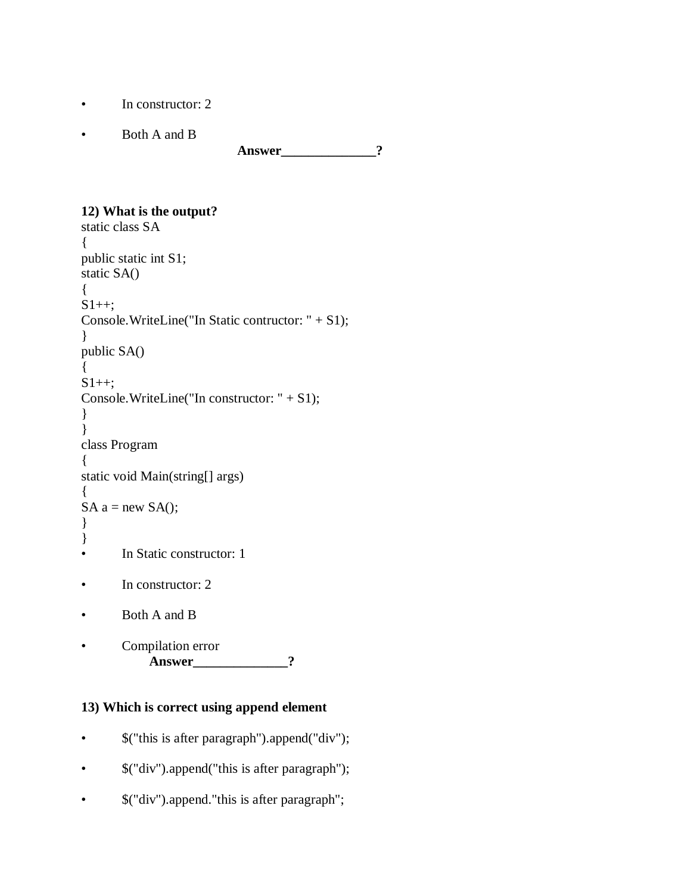- In constructor: 2
- Both A and B

**Answer______________?**

**12) What is the output?**

```
static class SA
{
public static int S1;
static SA()
{
S1++;
Console.WriteLine("In Static contructor: " + S1);
}
public SA()
{
S1++;
Console.WriteLine("In constructor: " + S1);
}
}
class Program
{
static void Main(string[] args)
{
SA a = new SA();
}
}
```

- In Static constructor: 1
- In constructor: 2
- Both A and B
- Compilation error

**Answer______________?**

**13) Which is correct using append element**

- $("this is after paragraph").append("div");
- $("div").append("this is after paragraph");
- $("div").append."this is after paragraph";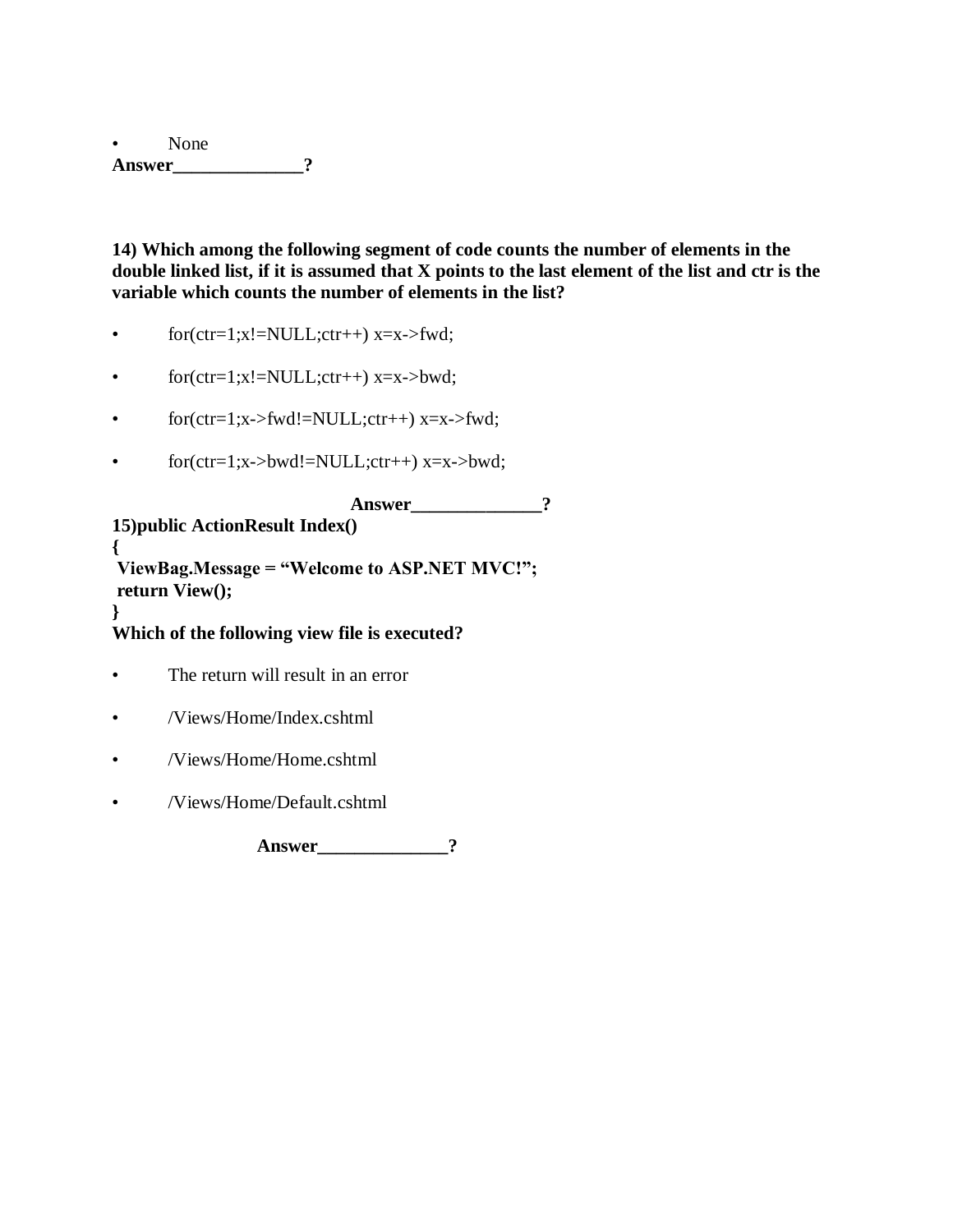- None

**Answer______________?**

**14) Which among the following segment of code counts the number of elements in the double linked list, if it is assumed that X points to the last element of the list and ctr is the variable which counts the number of elements in the list?**

- for(ctr=1;x!=NULL;ctr++) x=x->fwd;
- for(ctr=1;x!=NULL;ctr++) x=x->bwd;
- for(ctr=1;x->fwd!=NULL;ctr++) x=x->fwd;
- for(ctr=1;x->bwd!=NULL;ctr++) x=x->bwd;

**Answer______________?**

**15)public ActionResult Index()**
**{**
**ViewBag.Message = “Welcome to ASP.NET MVC!”;**
**return View();**
**}**
**Which of the following view file is executed?**

- The return will result in an error
- /Views/Home/Index.cshtml
- /Views/Home/Home.cshtml
- /Views/Home/Default.cshtml

**Answer______________?**